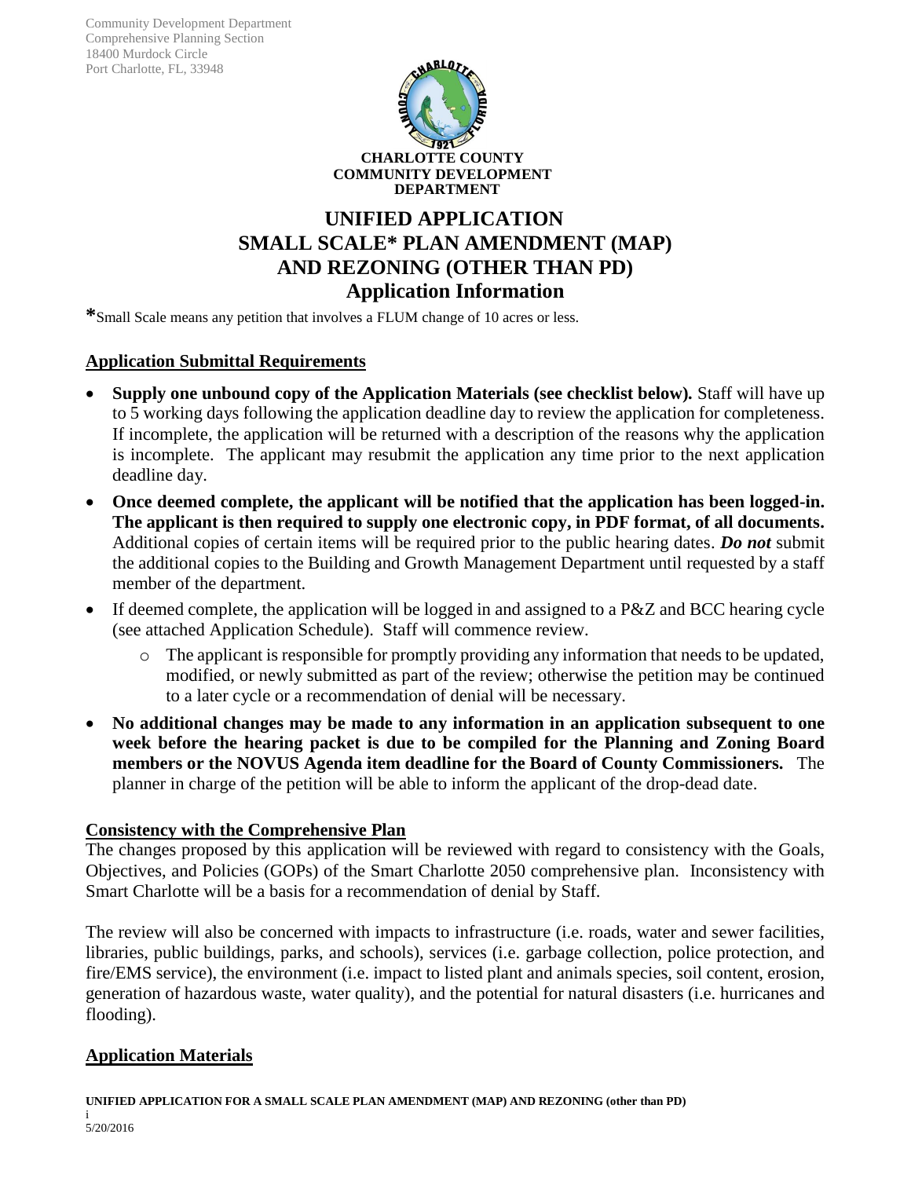Community Development Department
Comprehensive Planning Section
18400 Murdock Circle
Port Charlotte, FL, 33948

**CHARLOTTE COUNTY**
**COMMUNITY DEVELOPMENT**
**DEPARTMENT**

# UNIFIED APPLICATION
# SMALL SCALE* PLAN AMENDMENT (MAP)
# AND REZONING (OTHER THAN PD)
# Application Information

*Small Scale means any petition that involves a FLUM change of 10 acres or less.

## Application Submittal Requirements

- **Supply one unbound copy of the Application Materials (see checklist below).** Staff will have up to 5 working days following the application deadline day to review the application for completeness. If incomplete, the application will be returned with a description of the reasons why the application is incomplete. The applicant may resubmit the application any time prior to the next application deadline day.
- **Once deemed complete, the applicant will be notified that the application has been logged-in. The applicant is then required to supply one electronic copy, in PDF format, of all documents.** Additional copies of certain items will be required prior to the public hearing dates. ***Do not*** submit the additional copies to the Building and Growth Management Department until requested by a staff member of the department.
- If deemed complete, the application will be logged in and assigned to a P&Z and BCC hearing cycle (see attached Application Schedule). Staff will commence review.
  - The applicant is responsible for promptly providing any information that needs to be updated, modified, or newly submitted as part of the review; otherwise the petition may be continued to a later cycle or a recommendation of denial will be necessary.
- **No additional changes may be made to any information in an application subsequent to one week before the hearing packet is due to be compiled for the Planning and Zoning Board members or the NOVUS Agenda item deadline for the Board of County Commissioners.** The planner in charge of the petition will be able to inform the applicant of the drop-dead date.

## Consistency with the Comprehensive Plan

The changes proposed by this application will be reviewed with regard to consistency with the Goals, Objectives, and Policies (GOPs) of the Smart Charlotte 2050 comprehensive plan. Inconsistency with Smart Charlotte will be a basis for a recommendation of denial by Staff.

The review will also be concerned with impacts to infrastructure (i.e. roads, water and sewer facilities, libraries, public buildings, parks, and schools), services (i.e. garbage collection, police protection, and fire/EMS service), the environment (i.e. impact to listed plant and animals species, soil content, erosion, generation of hazardous waste, water quality), and the potential for natural disasters (i.e. hurricanes and flooding).

## Application Materials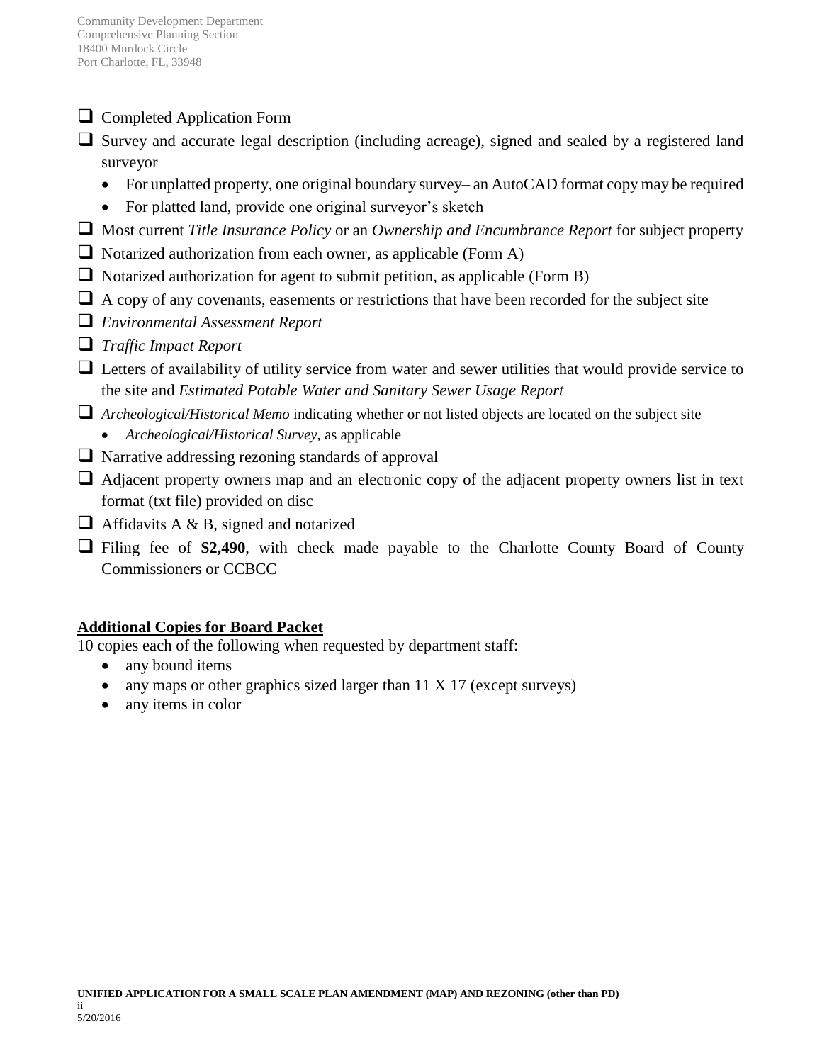- [ ] Completed Application Form
- [ ] Survey and accurate legal description (including acreage), signed and sealed by a registered land surveyor
  - For unplatted property, one original boundary survey– an AutoCAD format copy may be required
  - For platted land, provide one original surveyor's sketch
- [ ] Most current *Title Insurance Policy* or an *Ownership and Encumbrance Report* for subject property
- [ ] Notarized authorization from each owner, as applicable (Form A)
- [ ] Notarized authorization for agent to submit petition, as applicable (Form B)
- [ ] A copy of any covenants, easements or restrictions that have been recorded for the subject site
- [ ] *Environmental Assessment Report*
- [ ] *Traffic Impact Report*
- [ ] Letters of availability of utility service from water and sewer utilities that would provide service to the site and *Estimated Potable Water and Sanitary Sewer Usage Report*
- [ ] *Archeological/Historical Memo* indicating whether or not listed objects are located on the subject site
  - *Archeological/Historical Survey,* as applicable
- [ ] Narrative addressing rezoning standards of approval
- [ ] Adjacent property owners map and an electronic copy of the adjacent property owners list in text format (txt file) provided on disc
- [ ] Affidavits A & B, signed and notarized
- [ ] Filing fee of **$2,490**, with check made payable to the Charlotte County Board of County Commissioners or CCBCC

**Additional Copies for Board Packet**

10 copies each of the following when requested by department staff:

- any bound items
- any maps or other graphics sized larger than 11 X 17 (except surveys)
- any items in color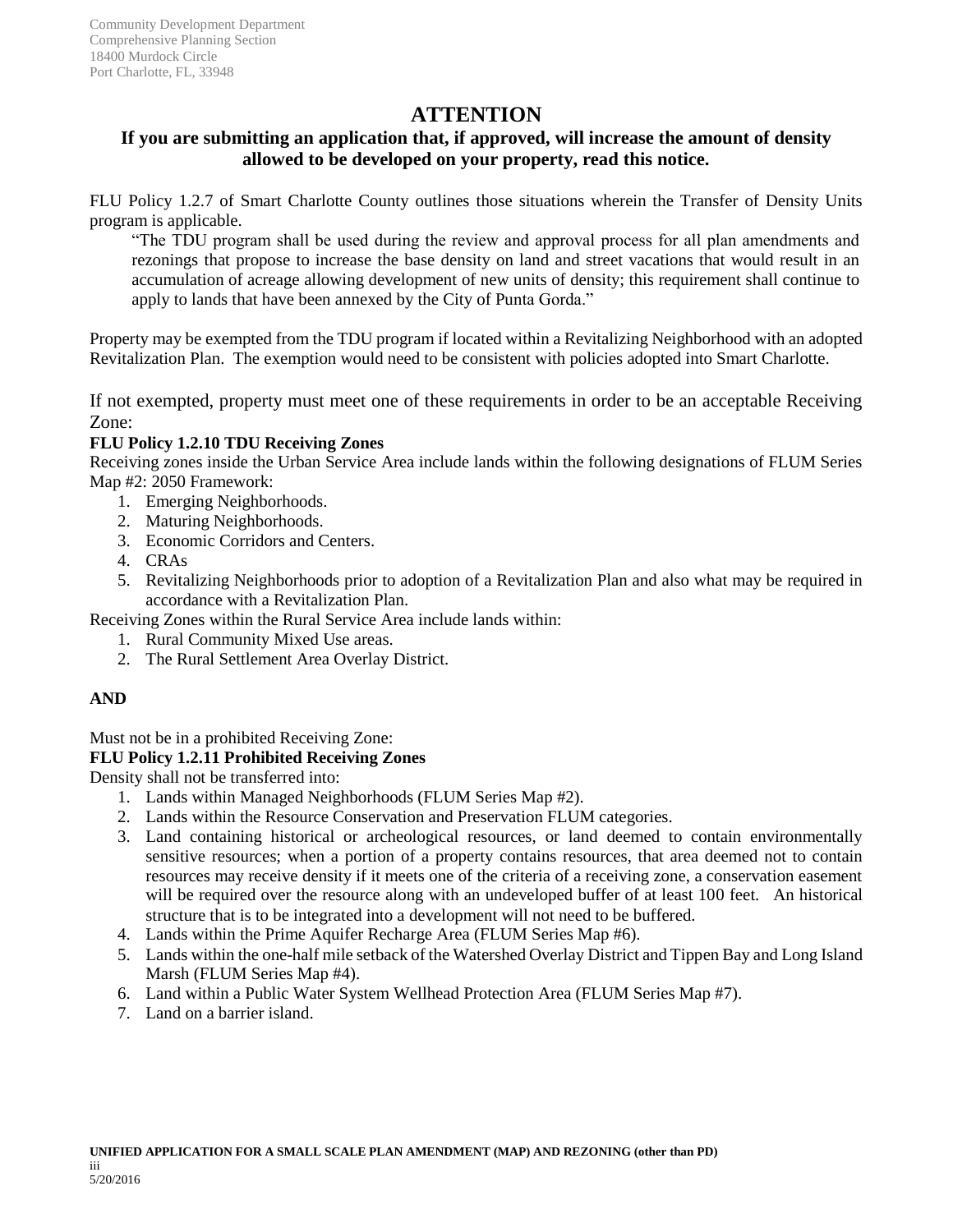Community Development Department
Comprehensive Planning Section
18400 Murdock Circle
Port Charlotte, FL, 33948

# ATTENTION

## If you are submitting an application that, if approved, will increase the amount of density allowed to be developed on your property, read this notice.

FLU Policy 1.2.7 of Smart Charlotte County outlines those situations wherein the Transfer of Density Units program is applicable.

> "The TDU program shall be used during the review and approval process for all plan amendments and rezonings that propose to increase the base density on land and street vacations that would result in an accumulation of acreage allowing development of new units of density; this requirement shall continue to apply to lands that have been annexed by the City of Punta Gorda."

Property may be exempted from the TDU program if located within a Revitalizing Neighborhood with an adopted Revitalization Plan. The exemption would need to be consistent with policies adopted into Smart Charlotte.

If not exempted, property must meet one of these requirements in order to be an acceptable Receiving Zone:

**FLU Policy 1.2.10 TDU Receiving Zones**

Receiving zones inside the Urban Service Area include lands within the following designations of FLUM Series Map #2: 2050 Framework:

1. Emerging Neighborhoods.
2. Maturing Neighborhoods.
3. Economic Corridors and Centers.
4. CRAs
5. Revitalizing Neighborhoods prior to adoption of a Revitalization Plan and also what may be required in accordance with a Revitalization Plan.

Receiving Zones within the Rural Service Area include lands within:

1. Rural Community Mixed Use areas.
2. The Rural Settlement Area Overlay District.

**AND**

Must not be in a prohibited Receiving Zone:

**FLU Policy 1.2.11 Prohibited Receiving Zones**

Density shall not be transferred into:

1. Lands within Managed Neighborhoods (FLUM Series Map #2).
2. Lands within the Resource Conservation and Preservation FLUM categories.
3. Land containing historical or archeological resources, or land deemed to contain environmentally sensitive resources; when a portion of a property contains resources, that area deemed not to contain resources may receive density if it meets one of the criteria of a receiving zone, a conservation easement will be required over the resource along with an undeveloped buffer of at least 100 feet. An historical structure that is to be integrated into a development will not need to be buffered.
4. Lands within the Prime Aquifer Recharge Area (FLUM Series Map #6).
5. Lands within the one-half mile setback of the Watershed Overlay District and Tippen Bay and Long Island Marsh (FLUM Series Map #4).
6. Land within a Public Water System Wellhead Protection Area (FLUM Series Map #7).
7. Land on a barrier island.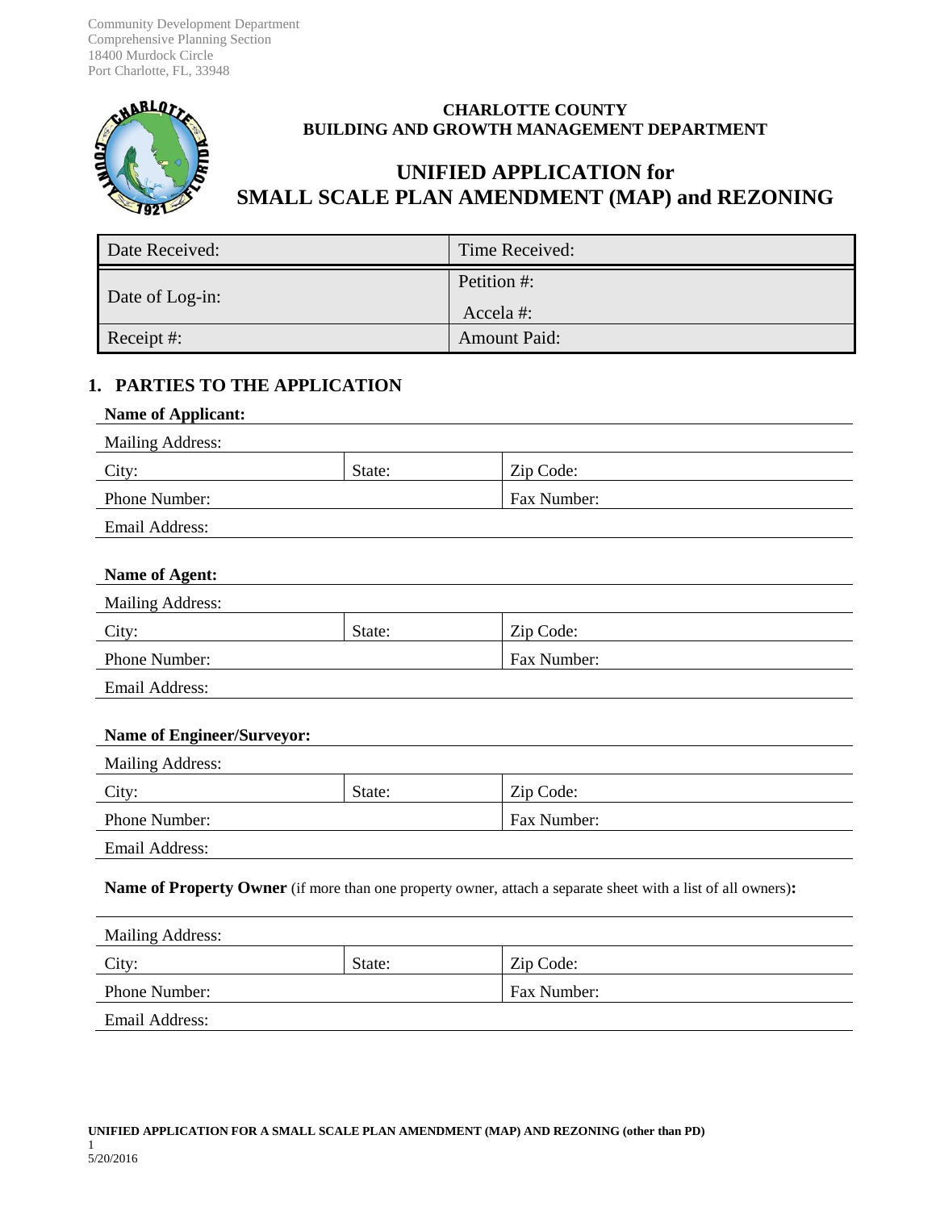Community Development Department
Comprehensive Planning Section
18400 Murdock Circle
Port Charlotte, FL, 33948

**CHARLOTTE COUNTY**
**BUILDING AND GROWTH MANAGEMENT DEPARTMENT**

# UNIFIED APPLICATION for SMALL SCALE PLAN AMENDMENT (MAP) and REZONING

| Date Received: | Time Received: |
|---|---|
| Date of Log-in: | Petition #:<br>Accela #: |
| Receipt #: | Amount Paid: |

## 1. PARTIES TO THE APPLICATION

**Name of Applicant:**

| Mailing Address: | | |
|---|---|---|
| City: | State: | Zip Code: |
| Phone Number: | | Fax Number: |
| Email Address: | | |

**Name of Agent:**

| Mailing Address: | | |
|---|---|---|
| City: | State: | Zip Code: |
| Phone Number: | | Fax Number: |
| Email Address: | | |

**Name of Engineer/Surveyor:**

| Mailing Address: | | |
|---|---|---|
| City: | State: | Zip Code: |
| Phone Number: | | Fax Number: |
| Email Address: | | |

**Name of Property Owner** (if more than one property owner, attach a separate sheet with a list of all owners)**:**

| Mailing Address: | | |
|---|---|---|
| City: | State: | Zip Code: |
| Phone Number: | | Fax Number: |
| Email Address: | | |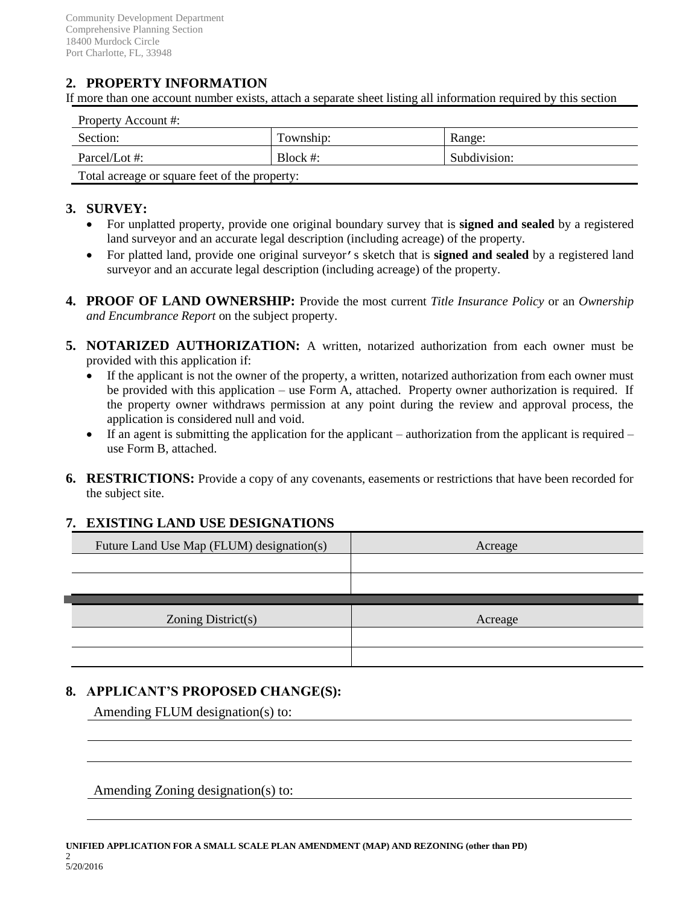Community Development Department
Comprehensive Planning Section
18400 Murdock Circle
Port Charlotte, FL, 33948

## 2. PROPERTY INFORMATION

If more than one account number exists, attach a separate sheet listing all information required by this section

| Property Account #: | | |
|---|---|---|
| Section: | Township: | Range: |
| Parcel/Lot #: | Block #: | Subdivision: |
| Total acreage or square feet of the property: | | |

## 3. SURVEY:

- For unplatted property, provide one original boundary survey that is **signed and sealed** by a registered land surveyor and an accurate legal description (including acreage) of the property.
- For platted land, provide one original surveyor's sketch that is **signed and sealed** by a registered land surveyor and an accurate legal description (including acreage) of the property.

**4. PROOF OF LAND OWNERSHIP:** Provide the most current *Title Insurance Policy* or an *Ownership and Encumbrance Report* on the subject property.

**5. NOTARIZED AUTHORIZATION:** A written, notarized authorization from each owner must be provided with this application if:

- If the applicant is not the owner of the property, a written, notarized authorization from each owner must be provided with this application – use Form A, attached. Property owner authorization is required. If the property owner withdraws permission at any point during the review and approval process, the application is considered null and void.
- If an agent is submitting the application for the applicant – authorization from the applicant is required – use Form B, attached.

**6. RESTRICTIONS:** Provide a copy of any covenants, easements or restrictions that have been recorded for the subject site.

## 7. EXISTING LAND USE DESIGNATIONS

| Future Land Use Map (FLUM) designation(s) | Acreage |
|---|---|
| | |
| | |

| Zoning District(s) | Acreage |
|---|---|
| | |
| | |

## 8. APPLICANT'S PROPOSED CHANGE(S):

Amending FLUM designation(s) to: \_\_\_\_\_\_\_\_\_\_\_\_\_\_\_\_\_\_\_\_\_\_\_\_\_\_\_\_\_\_\_\_\_\_\_\_\_\_\_\_

\_\_\_\_\_\_\_\_\_\_\_\_\_\_\_\_\_\_\_\_\_\_\_\_\_\_\_\_\_\_\_\_\_\_\_\_\_\_\_\_\_\_\_\_\_\_\_\_\_\_\_\_\_\_\_\_\_\_\_\_\_\_\_\_\_\_\_\_\_\_

\_\_\_\_\_\_\_\_\_\_\_\_\_\_\_\_\_\_\_\_\_\_\_\_\_\_\_\_\_\_\_\_\_\_\_\_\_\_\_\_\_\_\_\_\_\_\_\_\_\_\_\_\_\_\_\_\_\_\_\_\_\_\_\_\_\_\_\_\_\_

Amending Zoning designation(s) to: \_\_\_\_\_\_\_\_\_\_\_\_\_\_\_\_\_\_\_\_\_\_\_\_\_\_\_\_\_\_\_\_\_\_\_\_\_\_\_\_

\_\_\_\_\_\_\_\_\_\_\_\_\_\_\_\_\_\_\_\_\_\_\_\_\_\_\_\_\_\_\_\_\_\_\_\_\_\_\_\_\_\_\_\_\_\_\_\_\_\_\_\_\_\_\_\_\_\_\_\_\_\_\_\_\_\_\_\_\_\_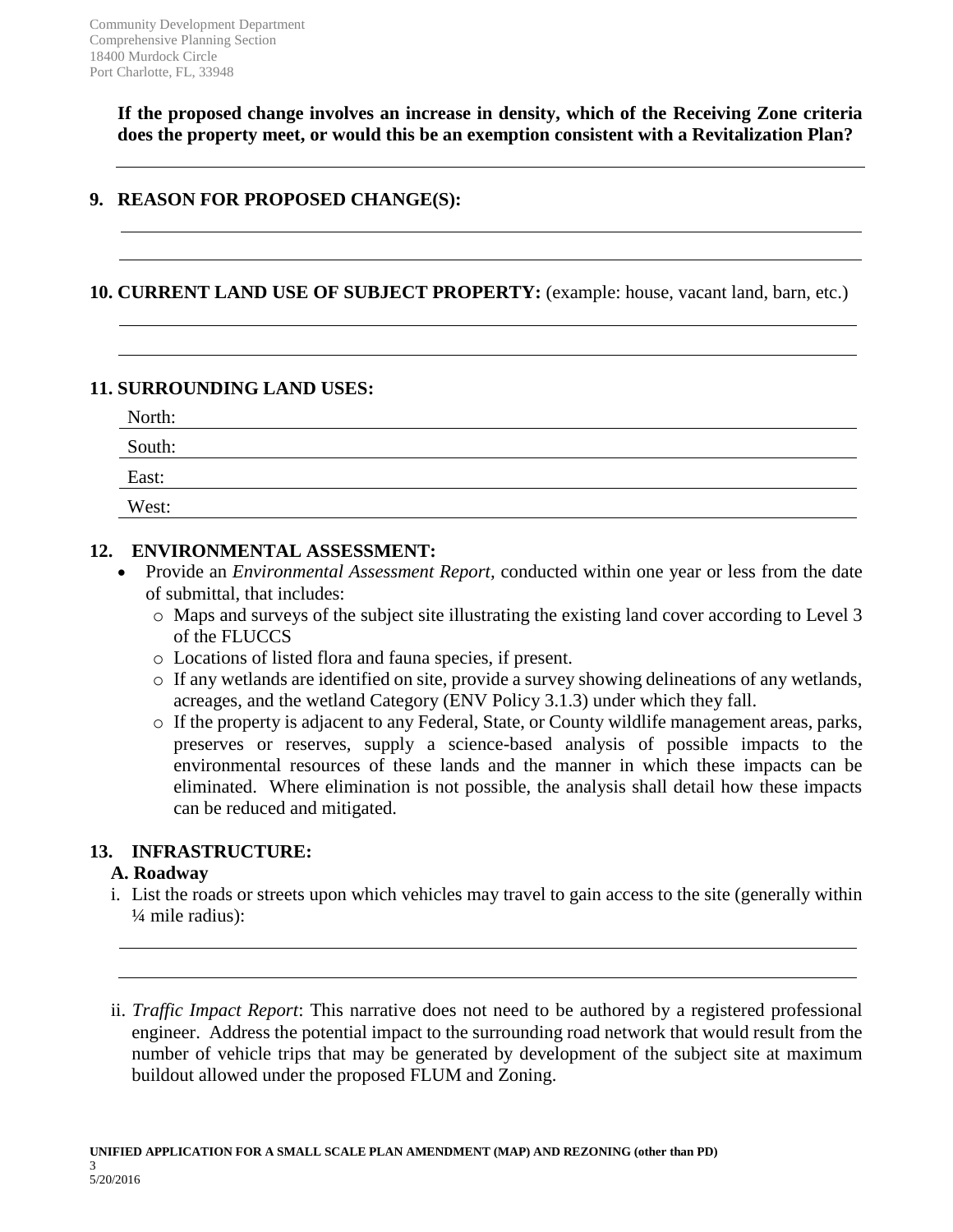**If the proposed change involves an increase in density, which of the Receiving Zone criteria does the property meet, or would this be an exemption consistent with a Revitalization Plan?**

## 9. REASON FOR PROPOSED CHANGE(S):

## 10. CURRENT LAND USE OF SUBJECT PROPERTY: (example: house, vacant land, barn, etc.)

## 11. SURROUNDING LAND USES:

North:

South:

East:

West:

## 12. ENVIRONMENTAL ASSESSMENT:

- Provide an *Environmental Assessment Report,* conducted within one year or less from the date of submittal, that includes:
  - Maps and surveys of the subject site illustrating the existing land cover according to Level 3 of the FLUCCS
  - Locations of listed flora and fauna species, if present.
  - If any wetlands are identified on site, provide a survey showing delineations of any wetlands, acreages, and the wetland Category (ENV Policy 3.1.3) under which they fall.
  - If the property is adjacent to any Federal, State, or County wildlife management areas, parks, preserves or reserves, supply a science-based analysis of possible impacts to the environmental resources of these lands and the manner in which these impacts can be eliminated. Where elimination is not possible, the analysis shall detail how these impacts can be reduced and mitigated.

## 13. INFRASTRUCTURE:

### A. Roadway

i. List the roads or streets upon which vehicles may travel to gain access to the site (generally within ¼ mile radius):

ii. *Traffic Impact Report*: This narrative does not need to be authored by a registered professional engineer. Address the potential impact to the surrounding road network that would result from the number of vehicle trips that may be generated by development of the subject site at maximum buildout allowed under the proposed FLUM and Zoning.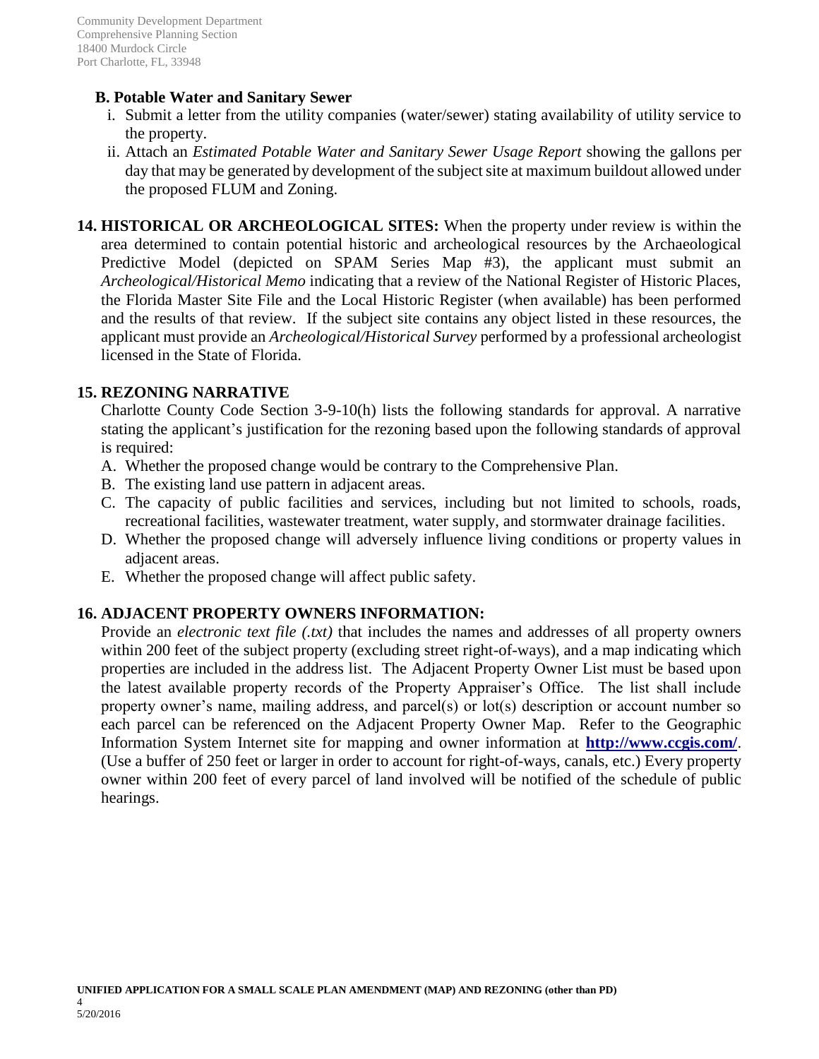**B. Potable Water and Sanitary Sewer**

i. Submit a letter from the utility companies (water/sewer) stating availability of utility service to the property.

ii. Attach an *Estimated Potable Water and Sanitary Sewer Usage Report* showing the gallons per day that may be generated by development of the subject site at maximum buildout allowed under the proposed FLUM and Zoning.

**14. HISTORICAL OR ARCHEOLOGICAL SITES:** When the property under review is within the area determined to contain potential historic and archeological resources by the Archaeological Predictive Model (depicted on SPAM Series Map #3), the applicant must submit an *Archeological/Historical Memo* indicating that a review of the National Register of Historic Places, the Florida Master Site File and the Local Historic Register (when available) has been performed and the results of that review. If the subject site contains any object listed in these resources, the applicant must provide an *Archeological/Historical Survey* performed by a professional archeologist licensed in the State of Florida.

**15. REZONING NARRATIVE**

Charlotte County Code Section 3-9-10(h) lists the following standards for approval. A narrative stating the applicant's justification for the rezoning based upon the following standards of approval is required:

A. Whether the proposed change would be contrary to the Comprehensive Plan.
B. The existing land use pattern in adjacent areas.
C. The capacity of public facilities and services, including but not limited to schools, roads, recreational facilities, wastewater treatment, water supply, and stormwater drainage facilities.
D. Whether the proposed change will adversely influence living conditions or property values in adjacent areas.
E. Whether the proposed change will affect public safety.

**16. ADJACENT PROPERTY OWNERS INFORMATION:**

Provide an *electronic text file (.txt)* that includes the names and addresses of all property owners within 200 feet of the subject property (excluding street right-of-ways), and a map indicating which properties are included in the address list. The Adjacent Property Owner List must be based upon the latest available property records of the Property Appraiser's Office. The list shall include property owner's name, mailing address, and parcel(s) or lot(s) description or account number so each parcel can be referenced on the Adjacent Property Owner Map. Refer to the Geographic Information System Internet site for mapping and owner information at **http://www.ccgis.com/**. (Use a buffer of 250 feet or larger in order to account for right-of-ways, canals, etc.) Every property owner within 200 feet of every parcel of land involved will be notified of the schedule of public hearings.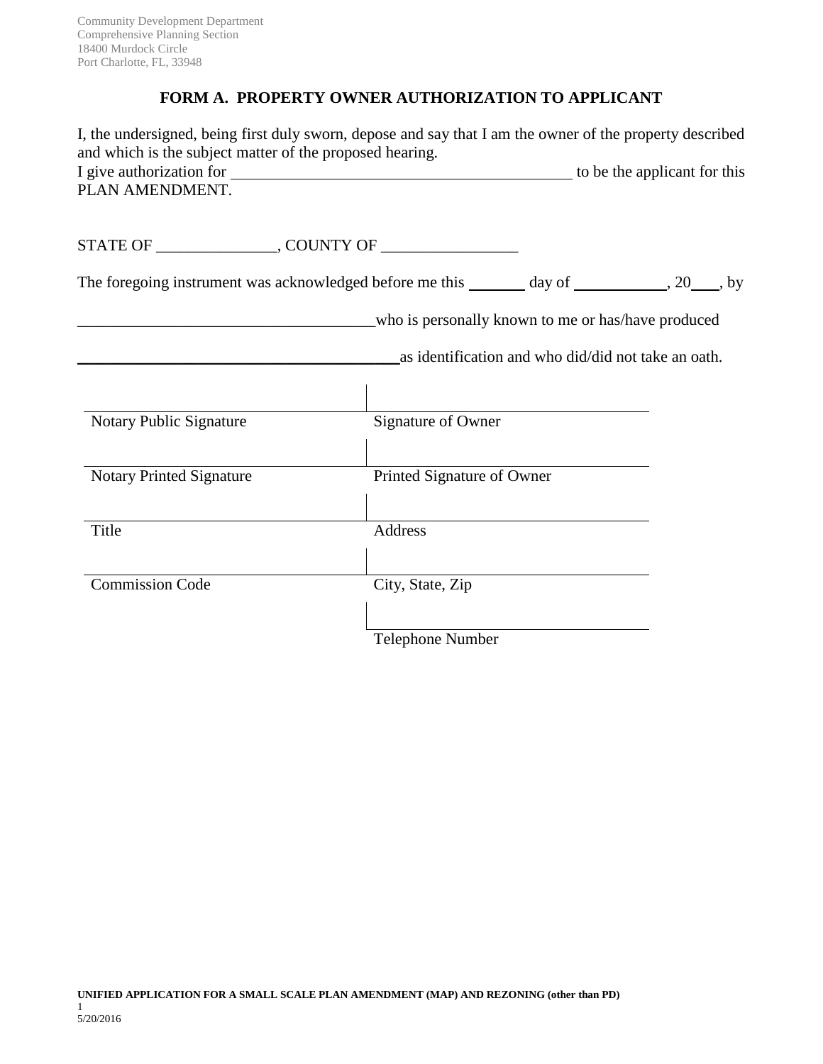Community Development Department
Comprehensive Planning Section
18400 Murdock Circle
Port Charlotte, FL, 33948

## FORM A. PROPERTY OWNER AUTHORIZATION TO APPLICANT

I, the undersigned, being first duly sworn, depose and say that I am the owner of the property described and which is the subject matter of the proposed hearing.
I give authorization for ___________________________________________ to be the applicant for this PLAN AMENDMENT.

STATE OF ______________, COUNTY OF ________________

The foregoing instrument was acknowledged before me this _______ day of ___________, 20___, by

____________________________________who is personally known to me or has/have produced

________________________________________as identification and who did/did not take an oath.

| | |
|---|---|
| Notary Public Signature | Signature of Owner |
| Notary Printed Signature | Printed Signature of Owner |
| Title | Address |
| Commission Code | City, State, Zip |
| | Telephone Number |

**UNIFIED APPLICATION FOR A SMALL SCALE PLAN AMENDMENT (MAP) AND REZONING (other than PD)**
5/20/2016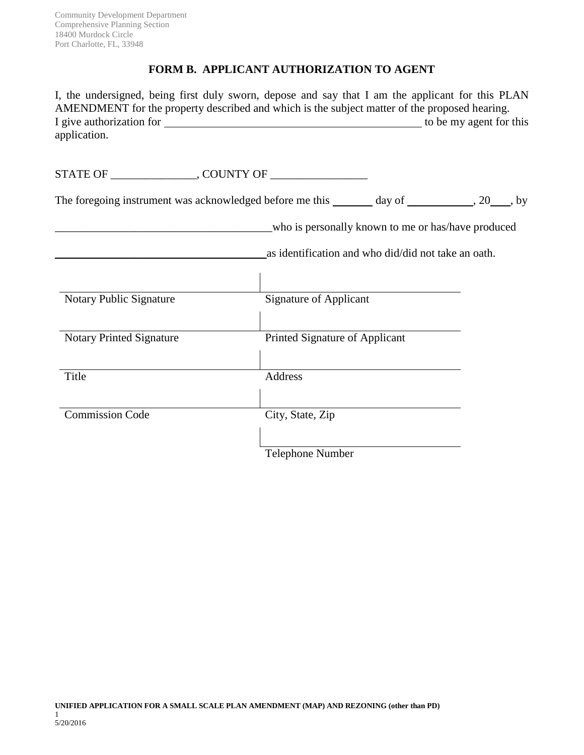Community Development Department
Comprehensive Planning Section
18400 Murdock Circle
Port Charlotte, FL, 33948

## FORM B. APPLICANT AUTHORIZATION TO AGENT

I, the undersigned, being first duly sworn, depose and say that I am the applicant for this PLAN AMENDMENT for the property described and which is the subject matter of the proposed hearing. I give authorization for ______________________________________________ to be my agent for this application.

STATE OF _______________, COUNTY OF _________________

The foregoing instrument was acknowledged before me this _______ day of ____________, 20___, by

______________________________________who is personally known to me or has/have produced

______________________________________as identification and who did/did not take an oath.

| | |
|---|---|
| Notary Public Signature | Signature of Applicant |
| Notary Printed Signature | Printed Signature of Applicant |
| Title | Address |
| Commission Code | City, State, Zip |
| | Telephone Number |

UNIFIED APPLICATION FOR A SMALL SCALE PLAN AMENDMENT (MAP) AND REZONING (other than PD)
5/20/2016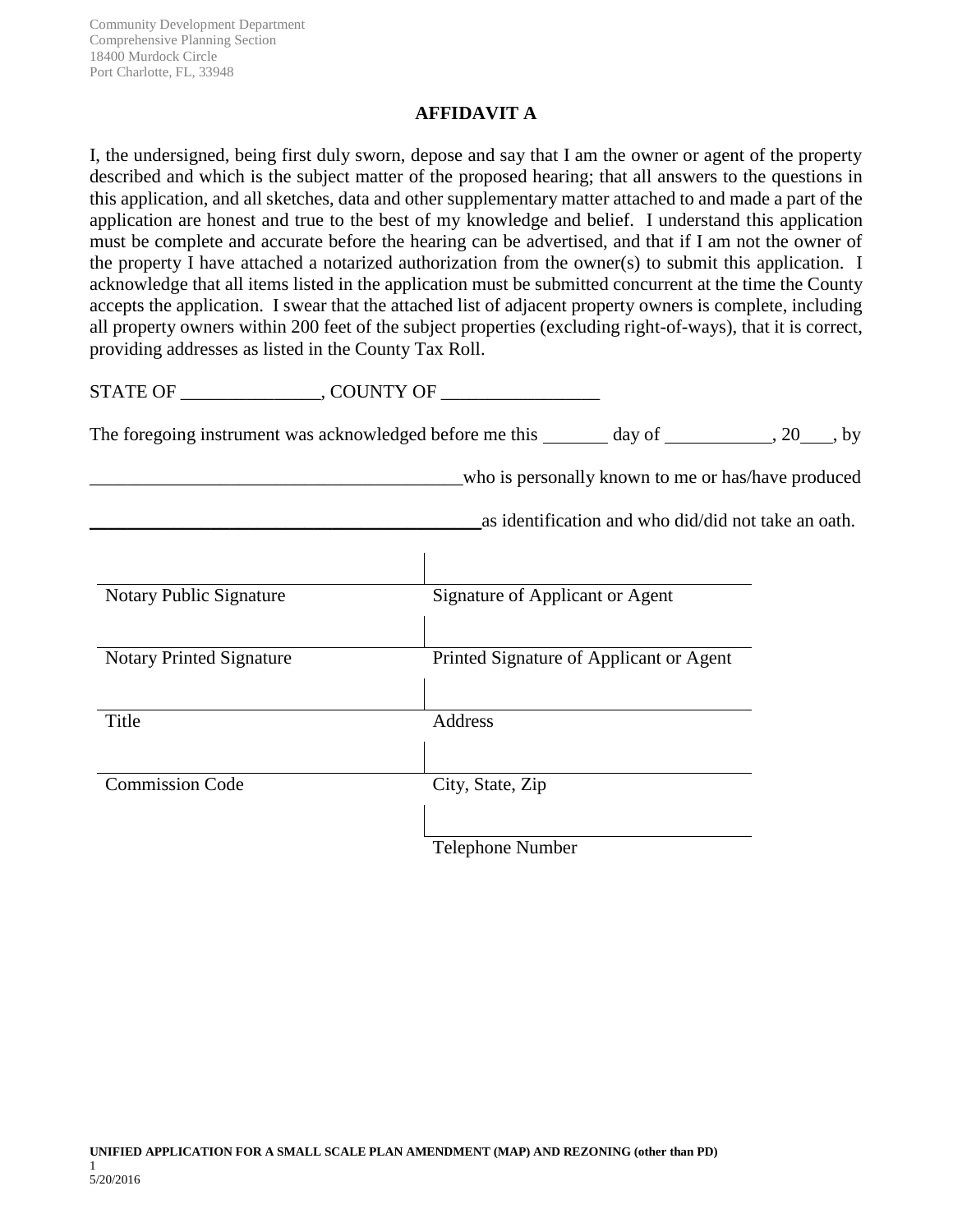Community Development Department
Comprehensive Planning Section
18400 Murdock Circle
Port Charlotte, FL, 33948

## AFFIDAVIT A

I, the undersigned, being first duly sworn, depose and say that I am the owner or agent of the property described and which is the subject matter of the proposed hearing; that all answers to the questions in this application, and all sketches, data and other supplementary matter attached to and made a part of the application are honest and true to the best of my knowledge and belief. I understand this application must be complete and accurate before the hearing can be advertised, and that if I am not the owner of the property I have attached a notarized authorization from the owner(s) to submit this application. I acknowledge that all items listed in the application must be submitted concurrent at the time the County accepts the application. I swear that the attached list of adjacent property owners is complete, including all property owners within 200 feet of the subject properties (excluding right-of-ways), that it is correct, providing addresses as listed in the County Tax Roll.

STATE OF _______________, COUNTY OF _________________

The foregoing instrument was acknowledged before me this _______ day of ___________, 20___, by

________________________________________ who is personally known to me or has/have produced

________________________________________ as identification and who did/did not take an oath.

| | |
|---|---|
| Notary Public Signature | Signature of Applicant or Agent |
| Notary Printed Signature | Printed Signature of Applicant or Agent |
| Title | Address |
| Commission Code | City, State, Zip |
| | Telephone Number |

**UNIFIED APPLICATION FOR A SMALL SCALE PLAN AMENDMENT (MAP) AND REZONING (other than PD)**

5/20/2016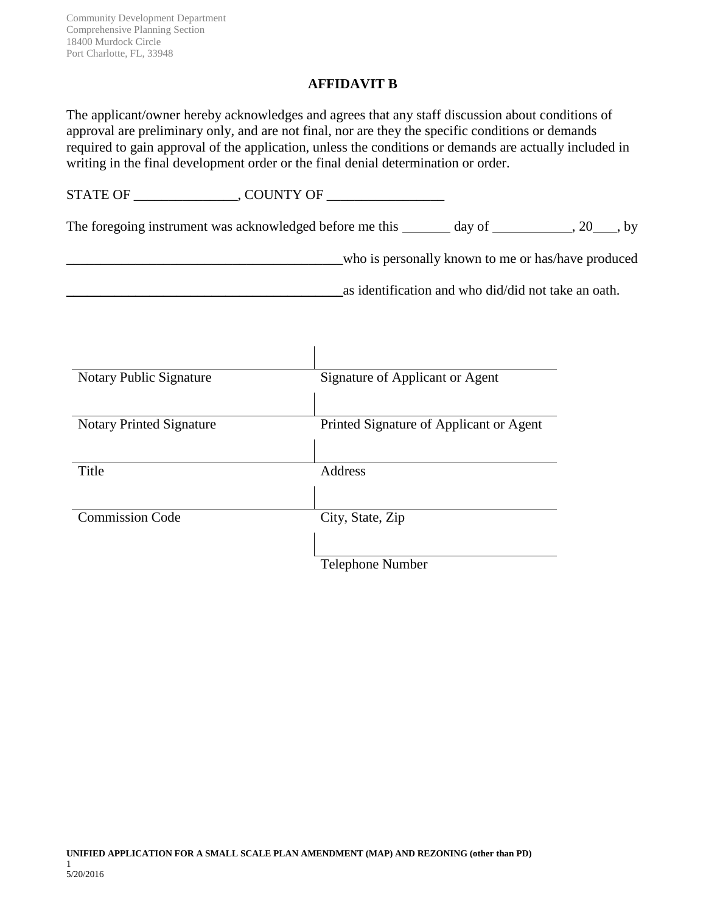Community Development Department
Comprehensive Planning Section
18400 Murdock Circle
Port Charlotte, FL, 33948

# AFFIDAVIT B

The applicant/owner hereby acknowledges and agrees that any staff discussion about conditions of approval are preliminary only, and are not final, nor are they the specific conditions or demands required to gain approval of the application, unless the conditions or demands are actually included in writing in the final development order or the final denial determination or order.

STATE OF _______________, COUNTY OF _________________

The foregoing instrument was acknowledged before me this _______ day of ___________, 20___, by

_________________________________________who is personally known to me or has/have produced

_________________________________________as identification and who did/did not take an oath.

| | |
|---|---|
| Notary Public Signature | Signature of Applicant or Agent |
| Notary Printed Signature | Printed Signature of Applicant or Agent |
| Title | Address |
| Commission Code | City, State, Zip |
| | Telephone Number |

UNIFIED APPLICATION FOR A SMALL SCALE PLAN AMENDMENT (MAP) AND REZONING (other than PD)
5/20/2016